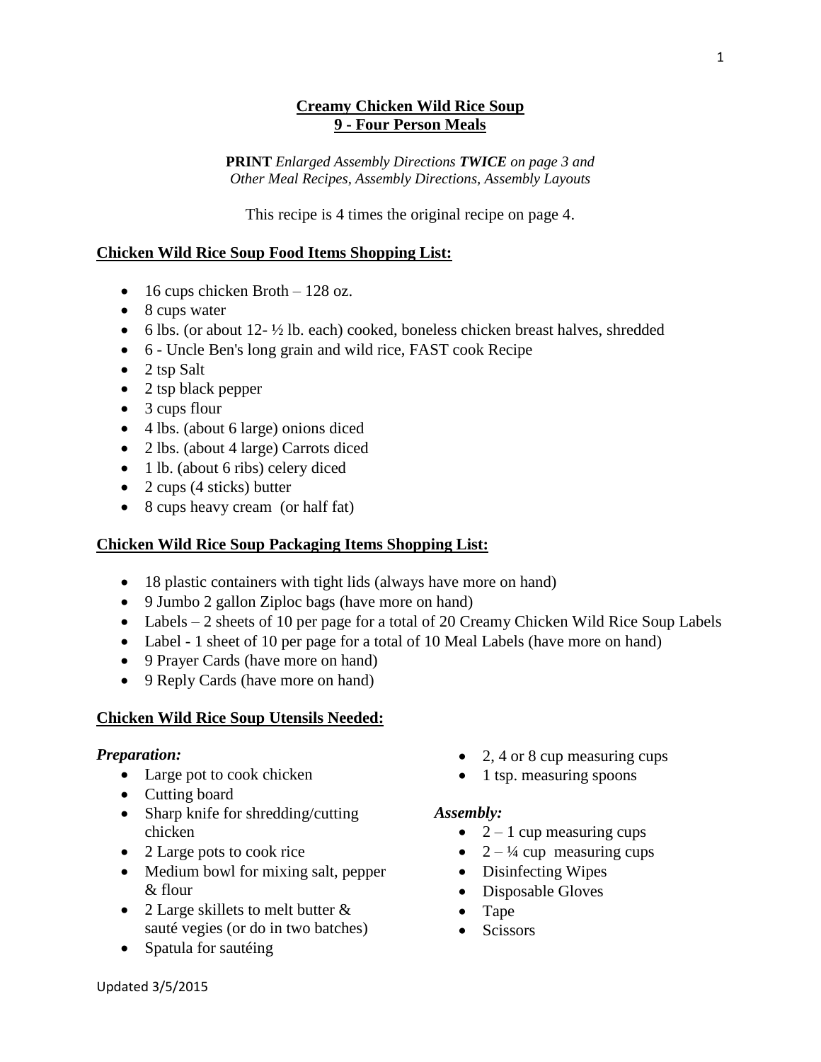# Creamy Chicken Wild Rice Soup
## 9 - Four Person Meals

**PRINT** *Enlarged Assembly Directions* ***TWICE*** *on page 3 and Other Meal Recipes, Assembly Directions, Assembly Layouts*

This recipe is 4 times the original recipe on page 4.

### Chicken Wild Rice Soup Food Items Shopping List:

- 16 cups chicken Broth – 128 oz.
- 8 cups water
- 6 lbs. (or about 12- ½ lb. each) cooked, boneless chicken breast halves, shredded
- 6 - Uncle Ben's long grain and wild rice, FAST cook Recipe
- 2 tsp Salt
- 2 tsp black pepper
- 3 cups flour
- 4 lbs. (about 6 large) onions diced
- 2 lbs. (about 4 large) Carrots diced
- 1 lb. (about 6 ribs) celery diced
- 2 cups (4 sticks) butter
- 8 cups heavy cream (or half fat)

### Chicken Wild Rice Soup Packaging Items Shopping List:

- 18 plastic containers with tight lids (always have more on hand)
- 9 Jumbo 2 gallon Ziploc bags (have more on hand)
- Labels – 2 sheets of 10 per page for a total of 20 Creamy Chicken Wild Rice Soup Labels
- Label - 1 sheet of 10 per page for a total of 10 Meal Labels (have more on hand)
- 9 Prayer Cards (have more on hand)
- 9 Reply Cards (have more on hand)

### Chicken Wild Rice Soup Utensils Needed:

***Preparation:***

- Large pot to cook chicken
- Cutting board
- Sharp knife for shredding/cutting chicken
- 2 Large pots to cook rice
- Medium bowl for mixing salt, pepper & flour
- 2 Large skillets to melt butter & sauté vegies (or do in two batches)
- Spatula for sautéing
- 2, 4 or 8 cup measuring cups
- 1 tsp. measuring spoons

***Assembly:***

- 2 – 1 cup measuring cups
- 2 – ¼ cup measuring cups
- Disinfecting Wipes
- Disposable Gloves
- Tape
- Scissors

Updated 3/5/2015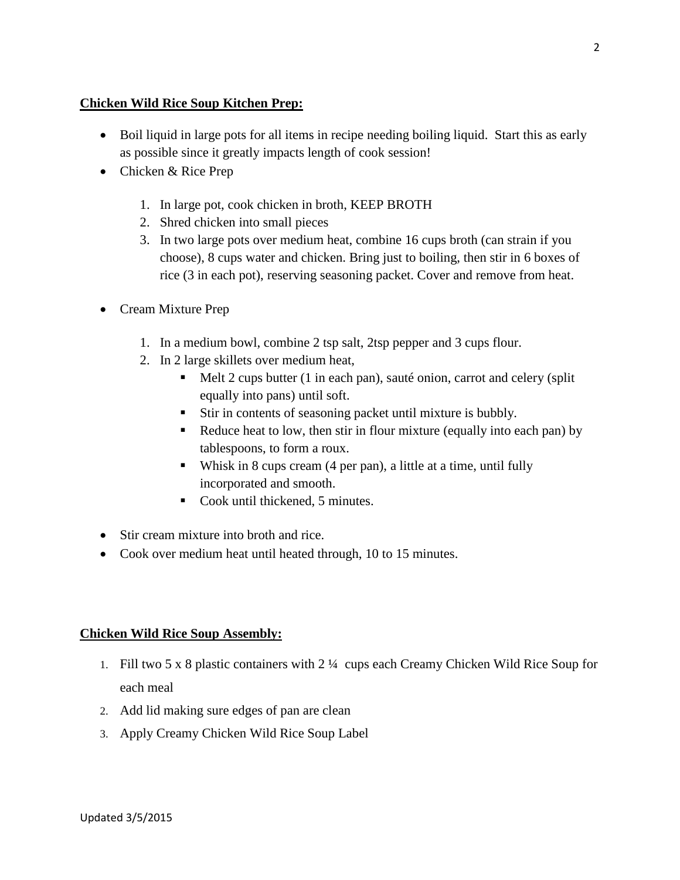**Chicken Wild Rice Soup Kitchen Prep:**

- Boil liquid in large pots for all items in recipe needing boiling liquid. Start this as early as possible since it greatly impacts length of cook session!
- Chicken & Rice Prep
    1. In large pot, cook chicken in broth, KEEP BROTH
    2. Shred chicken into small pieces
    3. In two large pots over medium heat, combine 16 cups broth (can strain if you choose), 8 cups water and chicken. Bring just to boiling, then stir in 6 boxes of rice (3 in each pot), reserving seasoning packet. Cover and remove from heat.
- Cream Mixture Prep
    1. In a medium bowl, combine 2 tsp salt, 2tsp pepper and 3 cups flour.
    2. In 2 large skillets over medium heat,
        - Melt 2 cups butter (1 in each pan), sauté onion, carrot and celery (split equally into pans) until soft.
        - Stir in contents of seasoning packet until mixture is bubbly.
        - Reduce heat to low, then stir in flour mixture (equally into each pan) by tablespoons, to form a roux.
        - Whisk in 8 cups cream (4 per pan), a little at a time, until fully incorporated and smooth.
        - Cook until thickened, 5 minutes.
- Stir cream mixture into broth and rice.
- Cook over medium heat until heated through, 10 to 15 minutes.

**Chicken Wild Rice Soup Assembly:**

1. Fill two 5 x 8 plastic containers with 2 ¼ cups each Creamy Chicken Wild Rice Soup for each meal
2. Add lid making sure edges of pan are clean
3. Apply Creamy Chicken Wild Rice Soup Label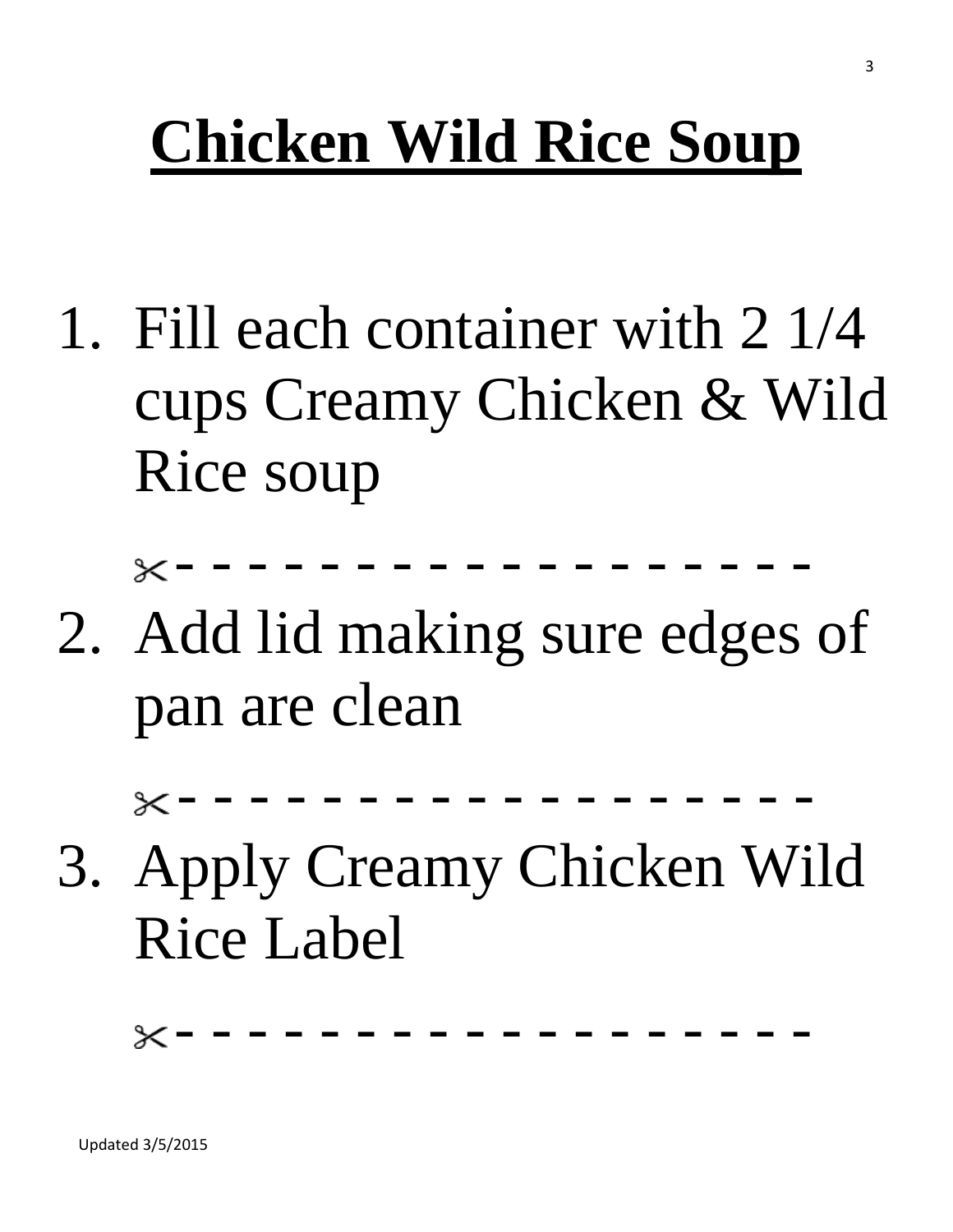# Chicken Wild Rice Soup

1. Fill each container with 2 1/4 cups Creamy Chicken & Wild Rice soup

   ✂- - - - - - - - - - - - - - - - - - -

2. Add lid making sure edges of pan are clean

   ✂- - - - - - - - - - - - - - - - - - -

3. Apply Creamy Chicken Wild Rice Label

   ✂- - - - - - - - - - - - - - - - - - -

Updated 3/5/2015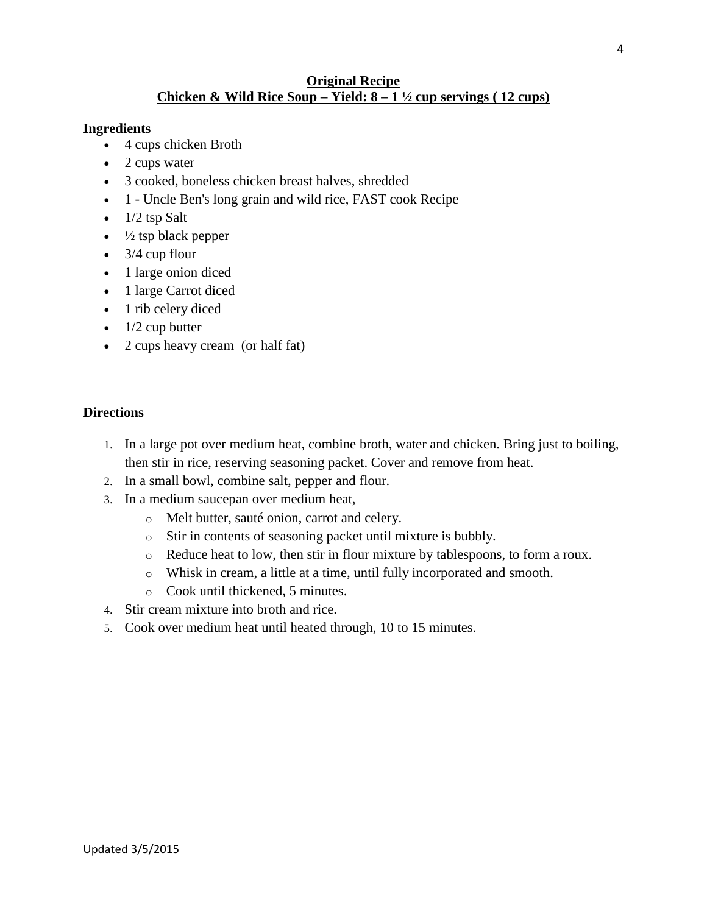## Original Recipe

## Chicken & Wild Rice Soup – Yield: 8 – 1 ½ cup servings ( 12 cups)

**Ingredients**

- 4 cups chicken Broth
- 2 cups water
- 3 cooked, boneless chicken breast halves, shredded
- 1 - Uncle Ben's long grain and wild rice, FAST cook Recipe
- 1/2 tsp Salt
- ½ tsp black pepper
- 3/4 cup flour
- 1 large onion diced
- 1 large Carrot diced
- 1 rib celery diced
- 1/2 cup butter
- 2 cups heavy cream (or half fat)

**Directions**

1. In a large pot over medium heat, combine broth, water and chicken. Bring just to boiling, then stir in rice, reserving seasoning packet. Cover and remove from heat.
2. In a small bowl, combine salt, pepper and flour.
3. In a medium saucepan over medium heat,
   - Melt butter, sauté onion, carrot and celery.
   - Stir in contents of seasoning packet until mixture is bubbly.
   - Reduce heat to low, then stir in flour mixture by tablespoons, to form a roux.
   - Whisk in cream, a little at a time, until fully incorporated and smooth.
   - Cook until thickened, 5 minutes.
4. Stir cream mixture into broth and rice.
5. Cook over medium heat until heated through, 10 to 15 minutes.